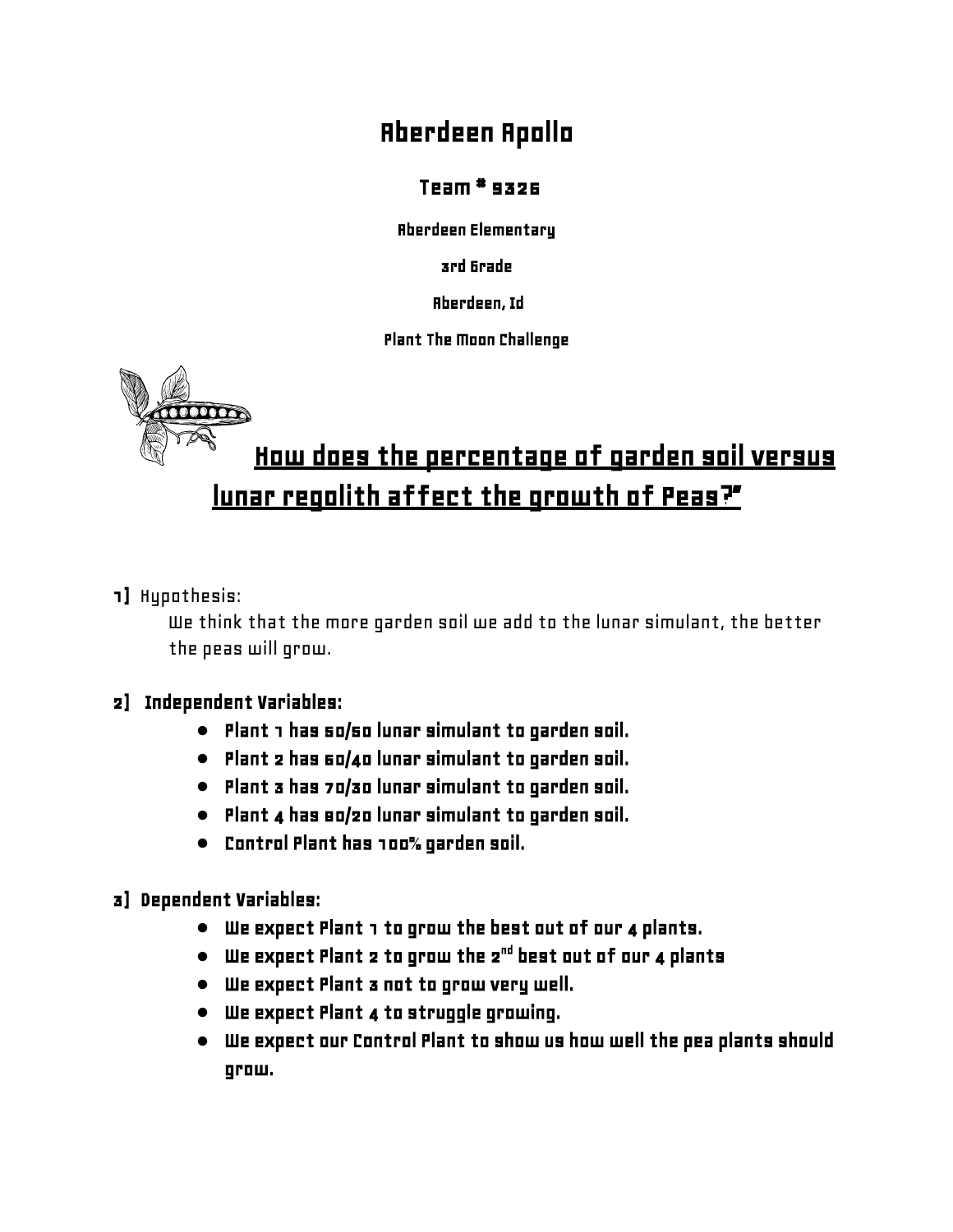# Aberdeen Apollo

### Team # 9326

**Aberdeen Elementary**

**3rd Grade**

**Aberdeen, Id**

**Plant The Moon Challenge**

## How does the percentage of garden soil versus lunar regolith affect the growth of Peas?"

1] Hypothesis:

We think that the more garden soil we add to the lunar simulant, the better the peas will grow.

**2] Independent Variables:**

- **Plant 1 has 50/50 lunar simulant to garden soil.**
- **Plant 2 has 60/40 lunar simulant to garden soil.**
- **Plant 3 has 70/30 lunar simulant to garden soil.**
- **Plant 4 has 80/20 lunar simulant to garden soil.**
- **Control Plant has 100% garden soil.**

**3] Dependent Variables:**

- **We expect Plant 1 to grow the best out of our 4 plants.**
- **We expect Plant 2 to grow the 2nd best out of our 4 plants**
- **We expect Plant 3 not to grow very well.**
- **We expect Plant 4 to struggle growing.**
- **We expect our Control Plant to show us how well the pea plants should grow.**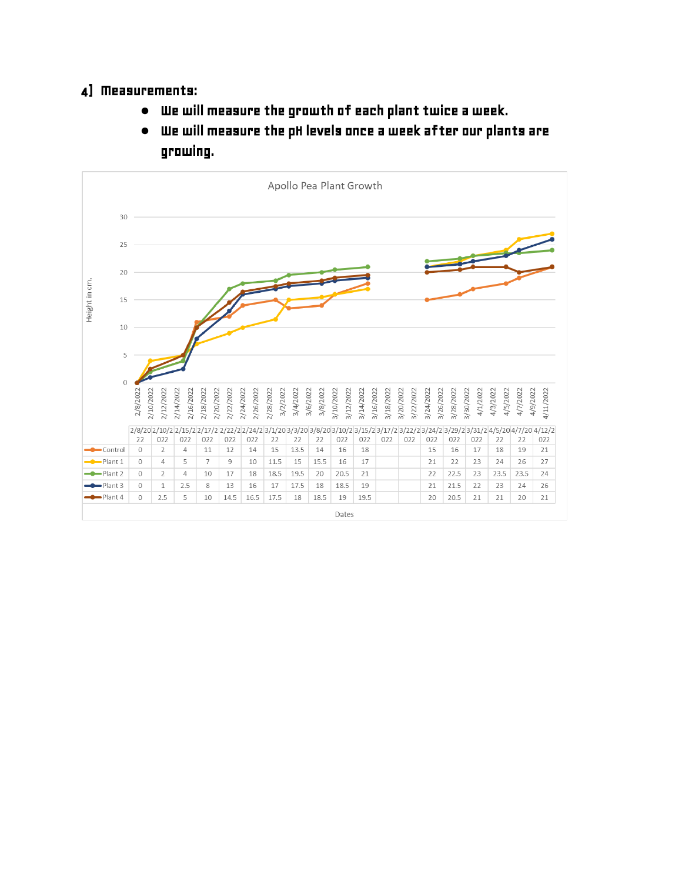## 4) Measurements:

- We will measure the growth of each plant twice a week.
- We will measure the pH levels once a week after our plants are growing.

Apollo Pea Plant Growth

| | 2/8/2022 | 2/10/2022 | 2/15/2022 | 2/17/2022 | 2/22/2022 | 2/24/2022 | 3/1/2022 | 3/3/2022 | 3/8/2022 | 3/10/2022 | 3/15/2022 | 3/17/2022 | 3/22/2022 | 3/24/2022 | 3/29/2022 | 3/31/2022 | 4/5/2022 | 4/7/2022 | 4/12/2022 |
|---|---|---|---|---|---|---|---|---|---|---|---|---|---|---|---|---|---|---|---|
| Control | 0 | 2 | 4 | 11 | 12 | 14 | 15 | 13.5 | 14 | 16 | 18 | | | 15 | 16 | 17 | 18 | 19 | 21 |
| Plant 1 | 0 | 4 | 5 | 7 | 9 | 10 | 11.5 | 15 | 15.5 | 16 | 17 | | | 21 | 22 | 23 | 24 | 26 | 27 |
| Plant 2 | 0 | 2 | 4 | 10 | 17 | 18 | 18.5 | 19.5 | 20 | 20.5 | 21 | | | 22 | 22.5 | 23 | 23.5 | 23.5 | 24 |
| Plant 3 | 0 | 1 | 2.5 | 8 | 13 | 16 | 17 | 17.5 | 18 | 18.5 | 19 | | | 21 | 21.5 | 22 | 23 | 24 | 26 |
| Plant 4 | 0 | 2.5 | 5 | 10 | 14.5 | 16.5 | 17.5 | 18 | 18.5 | 19 | 19.5 | | | 20 | 20.5 | 21 | 21 | 20 | 21 |

Height in cm. / Dates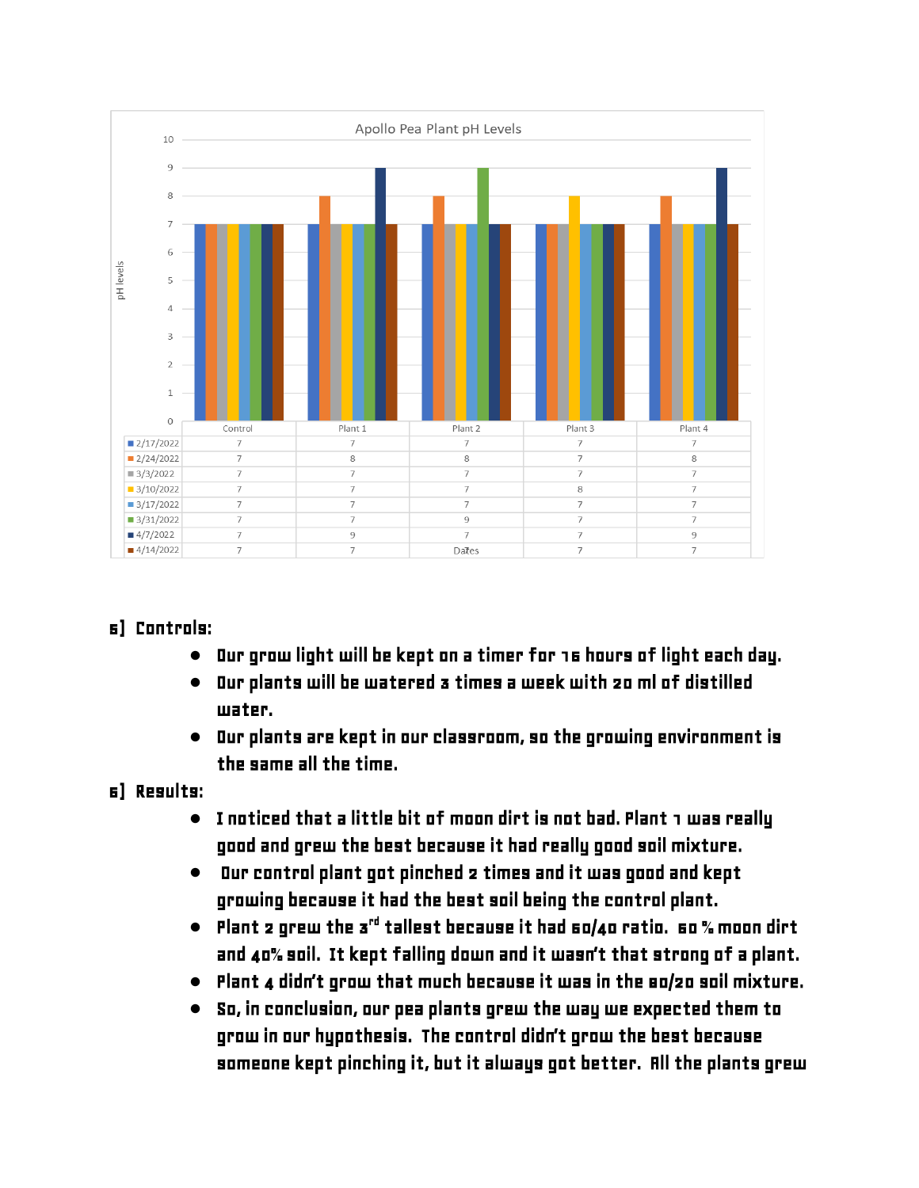**Apollo Pea Plant pH Levels**

| | Control | Plant 1 | Plant 2 | Plant 3 | Plant 4 |
|---|---|---|---|---|---|
| 2/17/2022 | 7 | 7 | 7 | 7 | 7 |
| 2/24/2022 | 7 | 8 | 8 | 7 | 8 |
| 3/3/2022 | 7 | 7 | 7 | 7 | 7 |
| 3/10/2022 | 7 | 7 | 7 | 8 | 7 |
| 3/17/2022 | 7 | 7 | 7 | 7 | 7 |
| 3/31/2022 | 7 | 7 | 9 | 7 | 7 |
| 4/7/2022 | 7 | 9 | 7 | 7 | 9 |
| 4/14/2022 | 7 | 7 | 7 | 7 | 7 |

pH levels

Dates

**5] Controls:**

- Our grow light will be kept on a timer for 16 hours of light each day.
- Our plants will be watered 3 times a week with 20 ml of distilled water.
- Our plants are kept in our classroom, so the growing environment is the same all the time.

**6] Results:**

- I noticed that a little bit of moon dirt is not bad. Plant 1 was really good and grew the best because it had really good soil mixture.
- Our control plant got pinched 2 times and it was good and kept growing because it had the best soil being the control plant.
- Plant 2 grew the 3rd tallest because it had 60/40 ratio. 60 % moon dirt and 40% soil. It kept falling down and it wasn't that strong of a plant.
- Plant 4 didn't grow that much because it was in the 80/20 soil mixture.
- So, in conclusion, our pea plants grew the way we expected them to grow in our hypothesis. The control didn't grow the best because someone kept pinching it, but it always got better. All the plants grew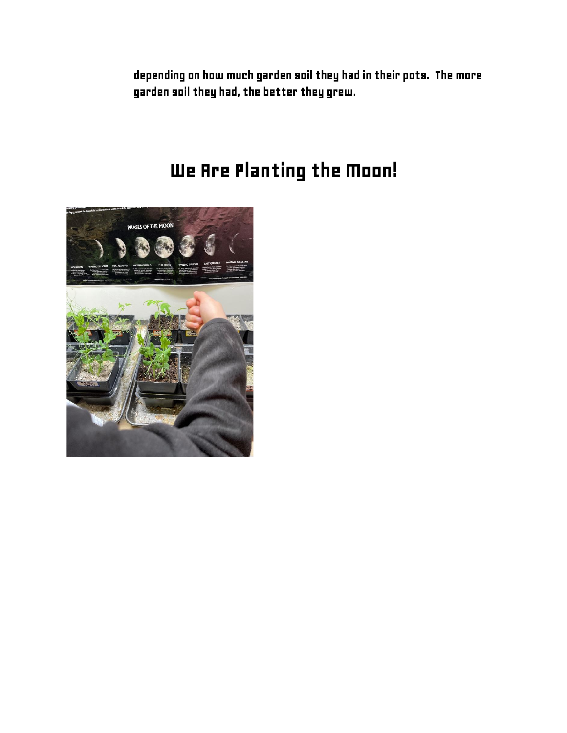depending on how much garden soil they had in their pots. The more garden soil they had, the better they grew.

# We Are Planting the Moon!